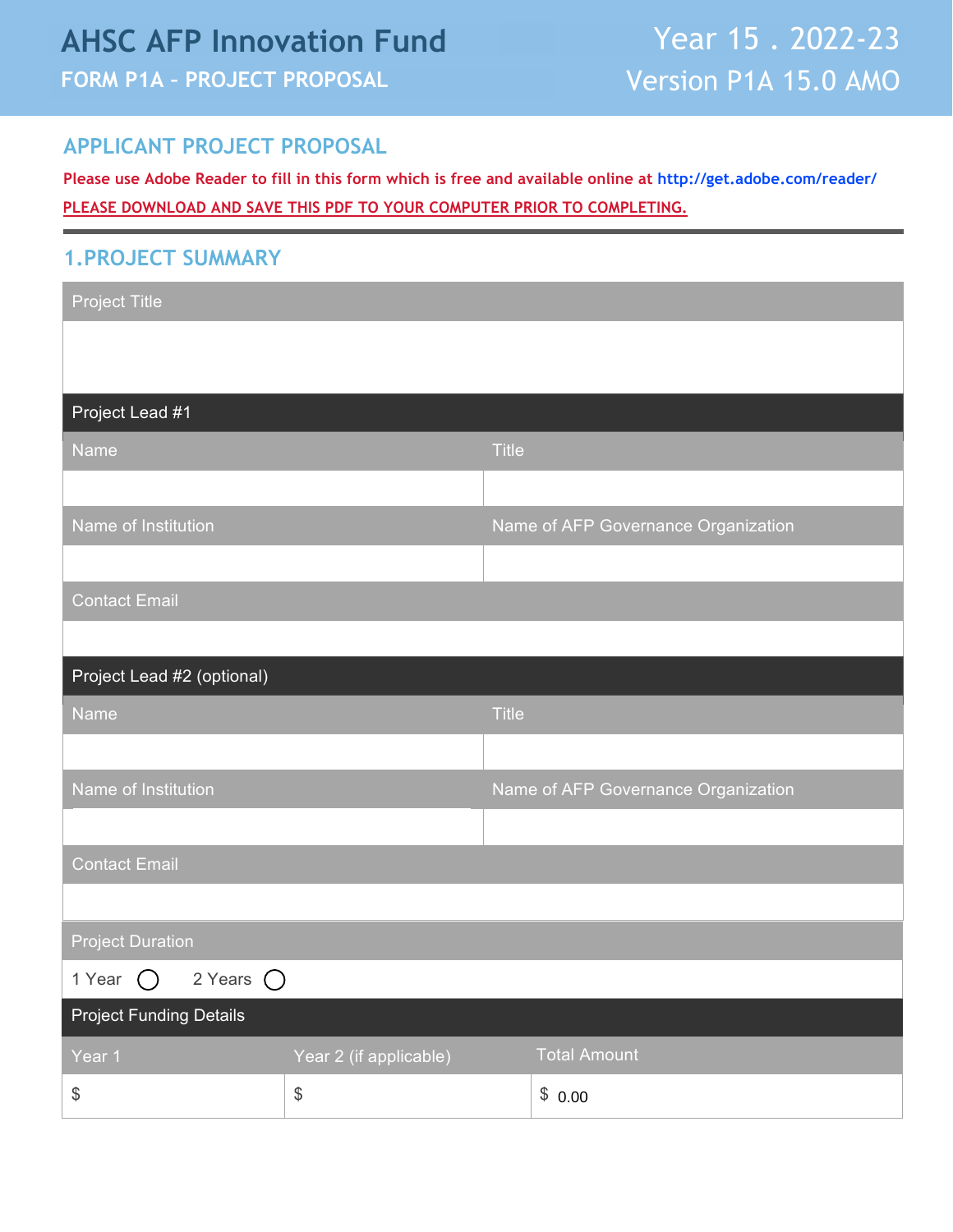# AHSC AFP Innovation Fund

**FORM P1A – PROJECT PROPOSAL**

Year 15 . 2022-23

Version P1A 15.0 AMO

## APPLICANT PROJECT PROPOSAL

**Please use Adobe Reader to fill in this form which is free and available online at http://get.adobe.com/reader/**

**PLEASE DOWNLOAD AND SAVE THIS PDF TO YOUR COMPUTER PRIOR TO COMPLETING.**

## 1.PROJECT SUMMARY

| Project Title | |
|---|---|
| | |
| **Project Lead #1** | |
| Name | Title |
| | |
| Name of Institution | Name of AFP Governance Organization |
| | |
| Contact Email | |
| | |
| **Project Lead #2 (optional)** | |
| Name | Title |
| | |
| Name of Institution | Name of AFP Governance Organization |
| | |
| Contact Email | |
| | |
| Project Duration | |
| 1 Year ◯ 2 Years ◯ | |

| Project Funding Details | | |
|---|---|---|
| Year 1 | Year 2 (if applicable) | Total Amount |
| $ | $ | $ 0.00 |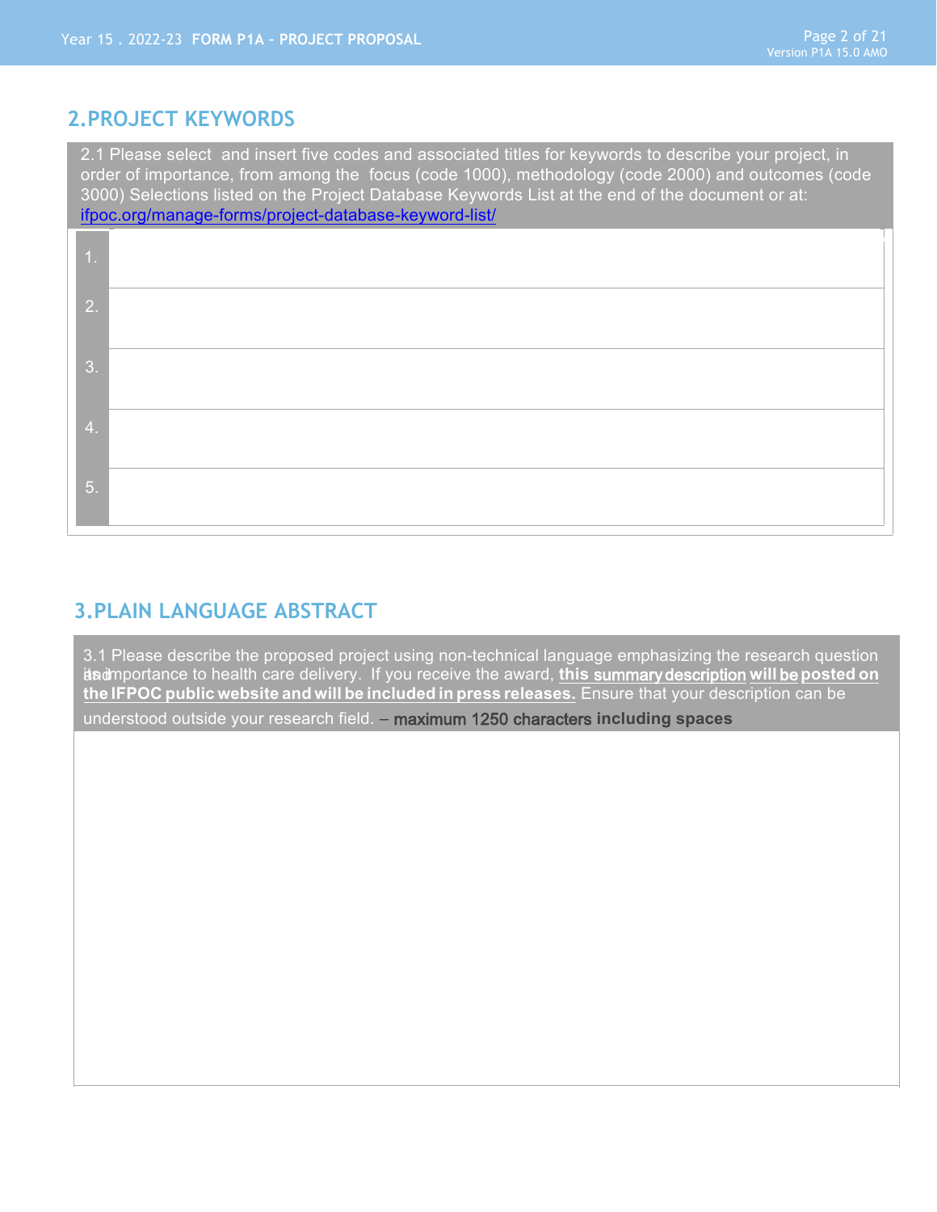## 2. PROJECT KEYWORDS

2.1 Please select and insert five codes and associated titles for keywords to describe your project, in order of importance, from among the focus (code 1000), methodology (code 2000) and outcomes (code 3000) Selections listed on the Project Database Keywords List at the end of the document or at: ifpoc.org/manage-forms/project-database-keyword-list/

| | |
|---|---|
| 1. | |
| 2. | |
| 3. | |
| 4. | |
| 5. | |

## 3. PLAIN LANGUAGE ABSTRACT

3.1 Please describe the proposed project using non-technical language emphasizing the research question and its importance to health care delivery. If you receive the award, **this summary description will be posted on the IFPOC public website and will be included in press releases.** Ensure that your description can be understood outside your research field. – **maximum 1250 characters including spaces**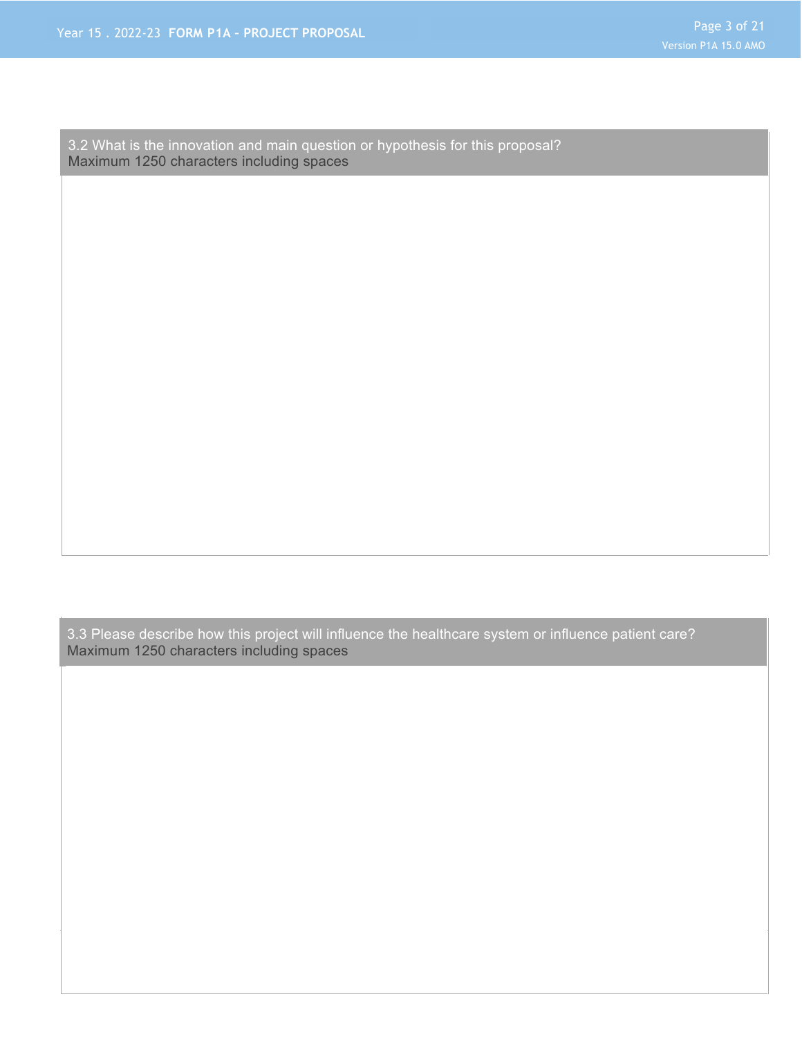3.2 What is the innovation and main question or hypothesis for this proposal?
Maximum 1250 characters including spaces

3.3 Please describe how this project will influence the healthcare system or influence patient care?
Maximum 1250 characters including spaces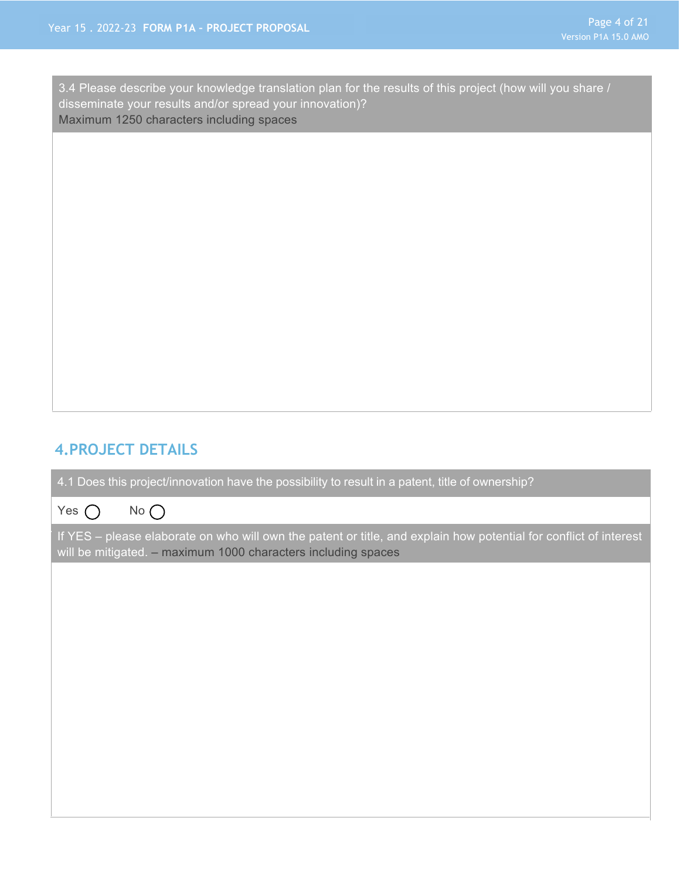3.4 Please describe your knowledge translation plan for the results of this project (how will you share / disseminate your results and/or spread your innovation)?
Maximum 1250 characters including spaces

## 4. PROJECT DETAILS

4.1 Does this project/innovation have the possibility to result in a patent, title of ownership?

Yes ◯ No ◯

If YES – please elaborate on who will own the patent or title, and explain how potential for conflict of interest will be mitigated. – maximum 1000 characters including spaces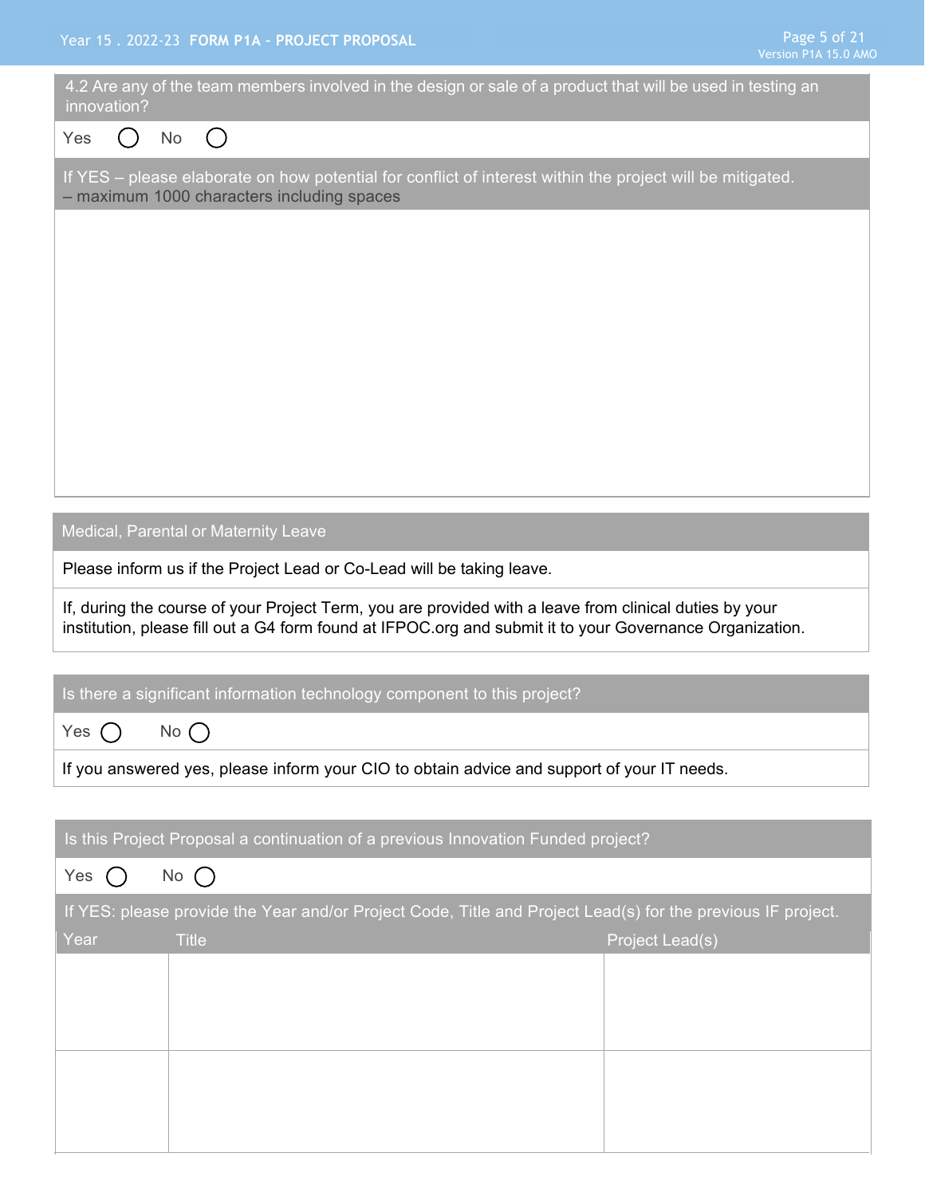4.2 Are any of the team members involved in the design or sale of a product that will be used in testing an innovation?

Yes ◯ No ◯

If YES – please elaborate on how potential for conflict of interest within the project will be mitigated. – maximum 1000 characters including spaces

**Medical, Parental or Maternity Leave**

Please inform us if the Project Lead or Co-Lead will be taking leave.

If, during the course of your Project Term, you are provided with a leave from clinical duties by your institution, please fill out a G4 form found at IFPOC.org and submit it to your Governance Organization.

**Is there a significant information technology component to this project?**

Yes ◯ No ◯

If you answered yes, please inform your CIO to obtain advice and support of your IT needs.

**Is this Project Proposal a continuation of a previous Innovation Funded project?**

Yes ◯ No ◯

If YES: please provide the Year and/or Project Code, Title and Project Lead(s) for the previous IF project.

| Year | Title | Project Lead(s) |
| --- | --- | --- |
| | | |
| | | |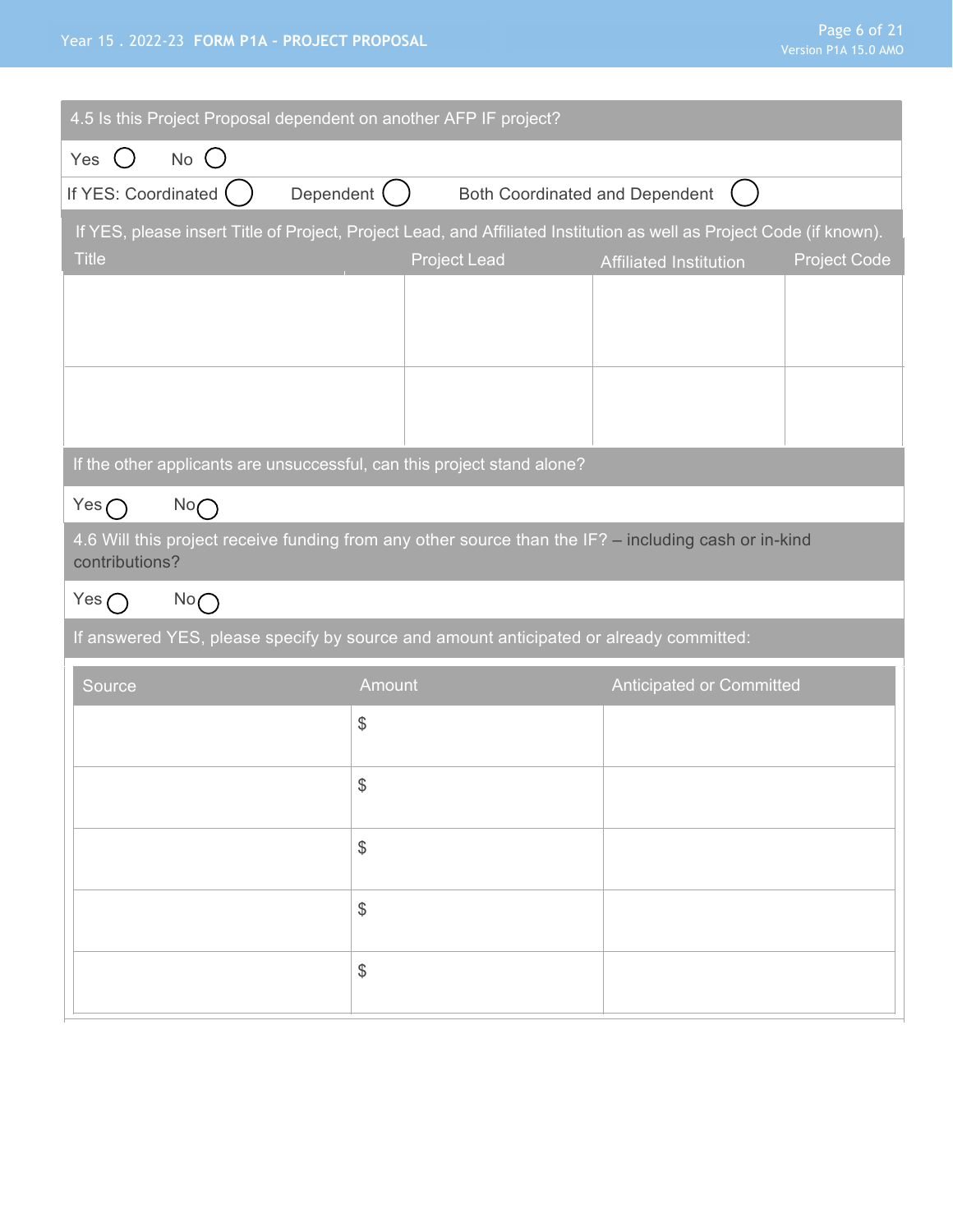4.5 Is this Project Proposal dependent on another AFP IF project?

Yes ◯ No ◯

If YES: Coordinated ◯ Dependent ◯ Both Coordinated and Dependent ◯

If YES, please insert Title of Project, Project Lead, and Affiliated Institution as well as Project Code (if known).

| Title | Project Lead | Affiliated Institution | Project Code |
| --- | --- | --- | --- |
| | | | |
| | | | |

If the other applicants are unsuccessful, can this project stand alone?

Yes ◯ No ◯

4.6 Will this project receive funding from any other source than the IF? – including cash or in-kind contributions?

Yes ◯ No ◯

If answered YES, please specify by source and amount anticipated or already committed:

| Source | Amount | Anticipated or Committed |
| --- | --- | --- |
| | $ | |
| | $ | |
| | $ | |
| | $ | |
| | $ | |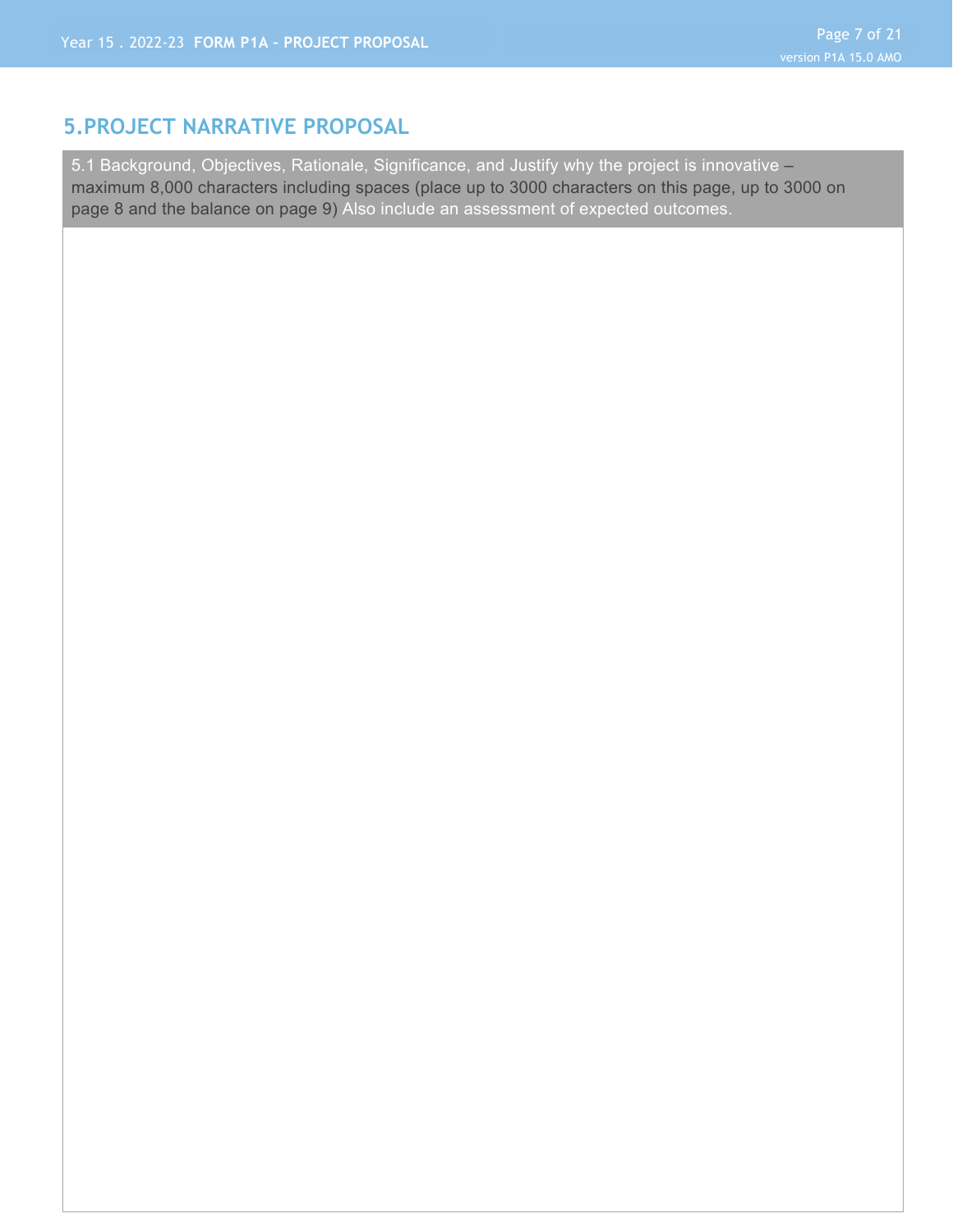## 5.PROJECT NARRATIVE PROPOSAL

| 5.1 Background, Objectives, Rationale, Significance, and Justify why the project is innovative – maximum 8,000 characters including spaces (place up to 3000 characters on this page, up to 3000 on page 8 and the balance on page 9) Also include an assessment of expected outcomes. |
| --- |
| |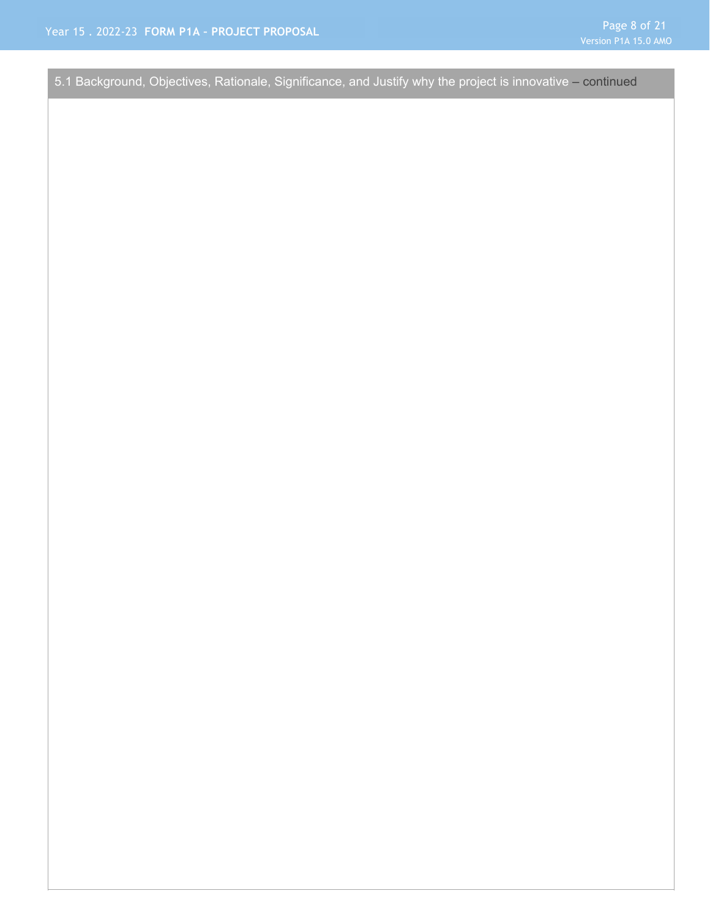## 5.1 Background, Objectives, Rationale, Significance, and Justify why the project is innovative – continued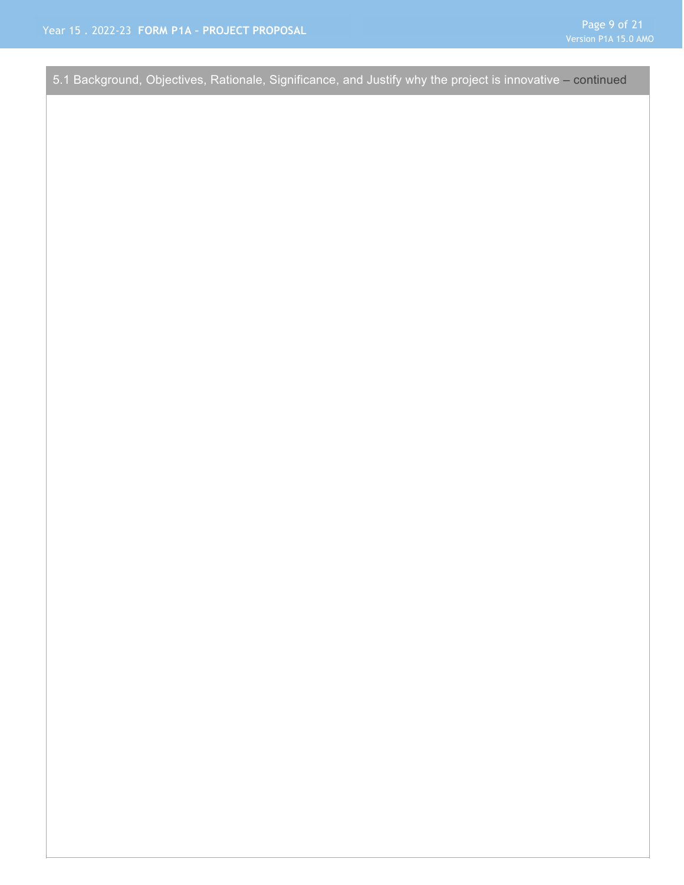## 5.1 Background, Objectives, Rationale, Significance, and Justify why the project is innovative – continued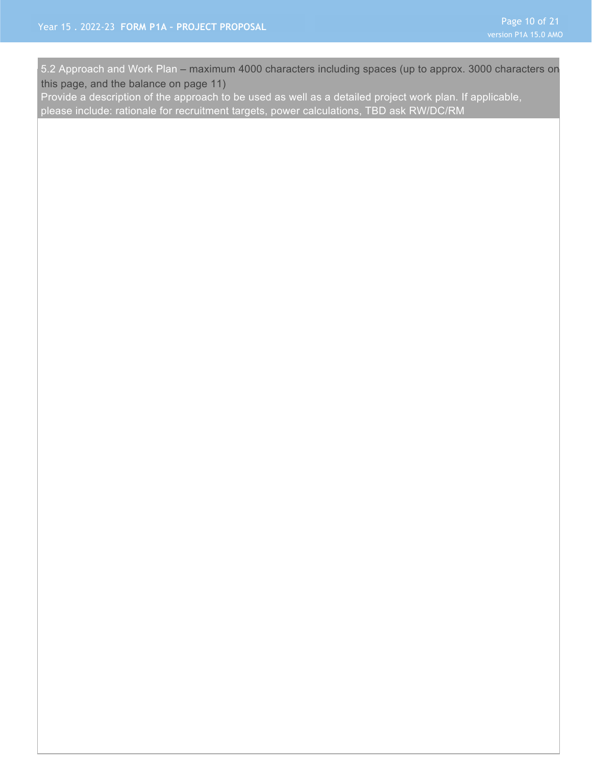5.2 Approach and Work Plan – maximum 4000 characters including spaces (up to approx. 3000 characters on this page, and the balance on page 11)

Provide a description of the approach to be used as well as a detailed project work plan. If applicable, please include: rationale for recruitment targets, power calculations, TBD ask RW/DC/RM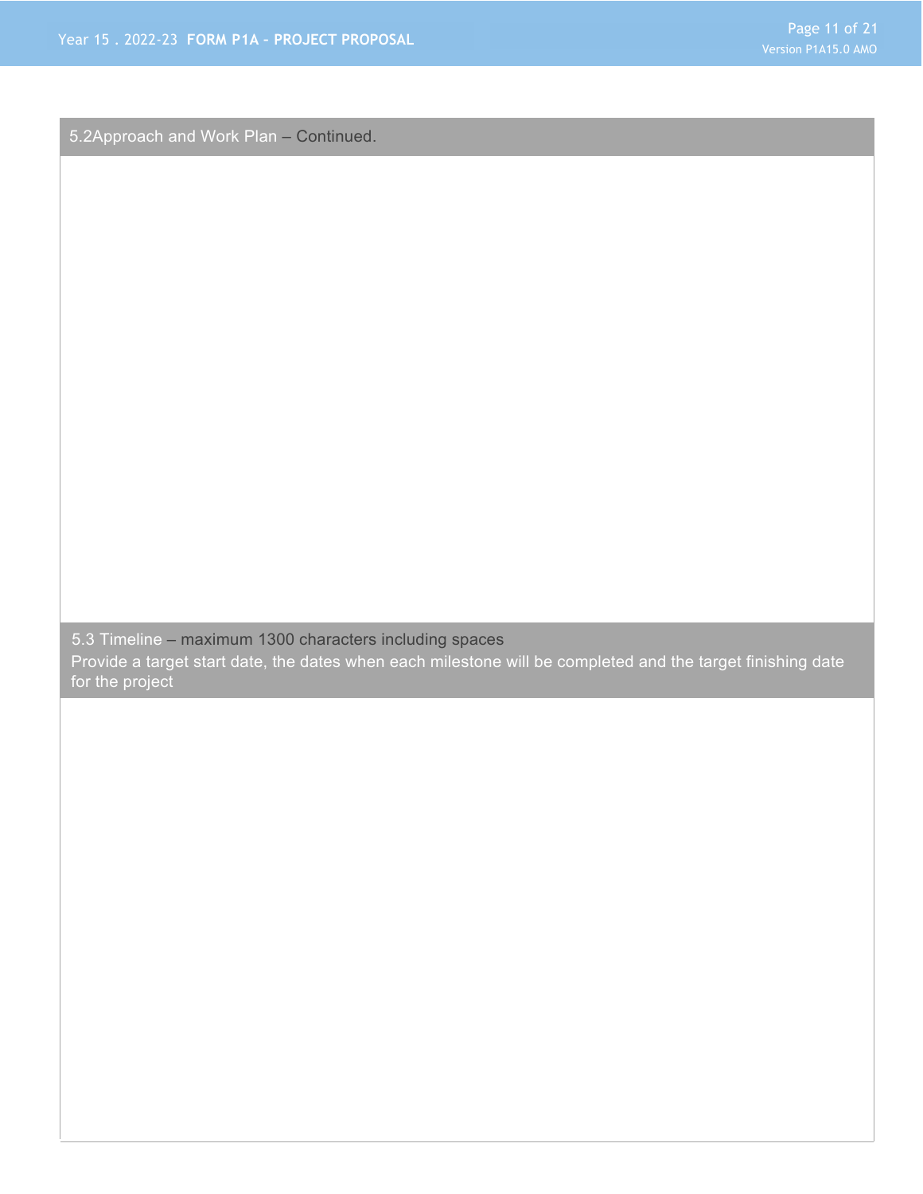### 5.2Approach and Work Plan – Continued.

### 5.3 Timeline – maximum 1300 characters including spaces

Provide a target start date, the dates when each milestone will be completed and the target finishing date for the project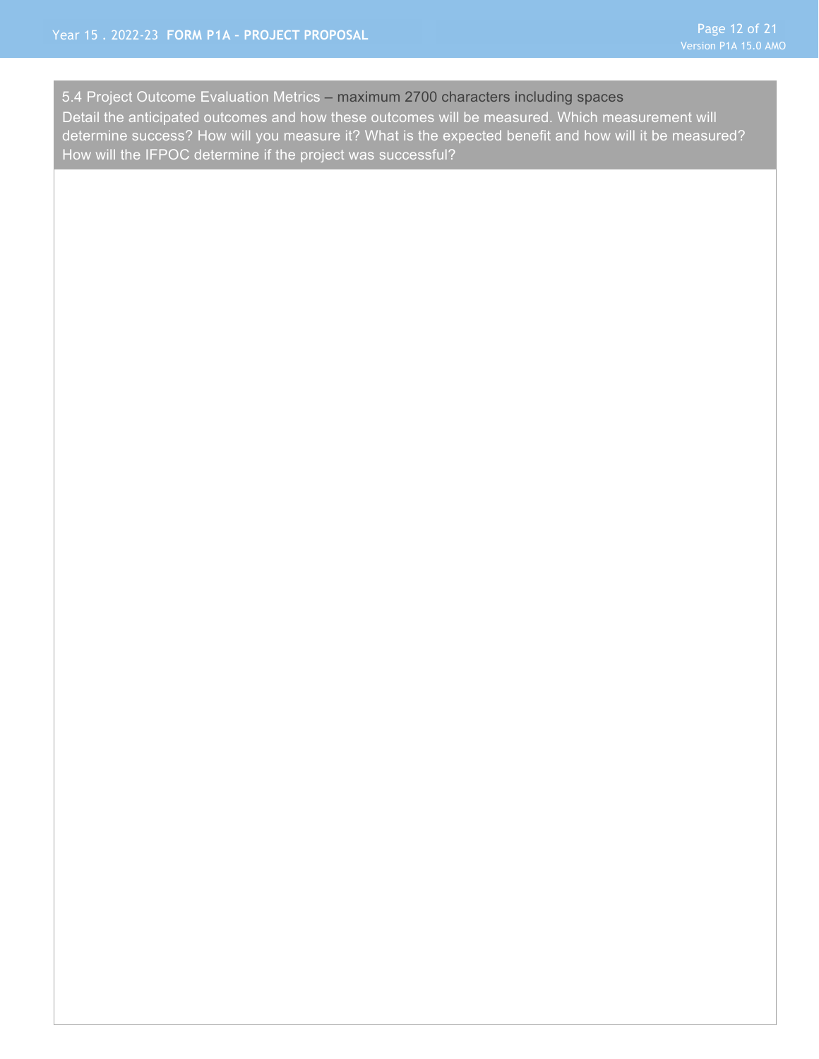5.4 Project Outcome Evaluation Metrics – maximum 2700 characters including spaces

Detail the anticipated outcomes and how these outcomes will be measured. Which measurement will determine success? How will you measure it? What is the expected benefit and how will it be measured? How will the IFPOC determine if the project was successful?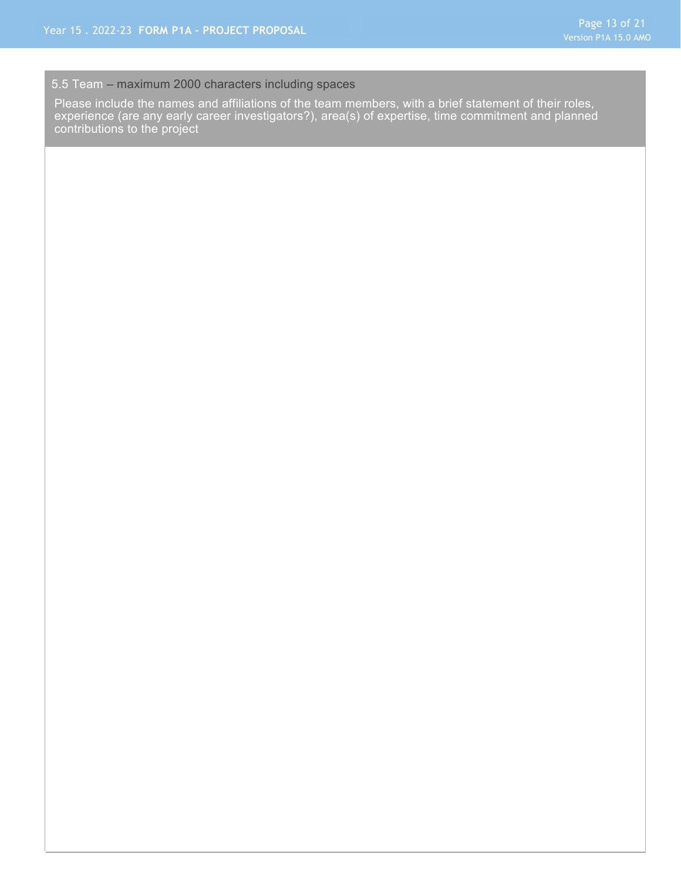## 5.5 Team – maximum 2000 characters including spaces

Please include the names and affiliations of the team members, with a brief statement of their roles, experience (are any early career investigators?), area(s) of expertise, time commitment and planned contributions to the project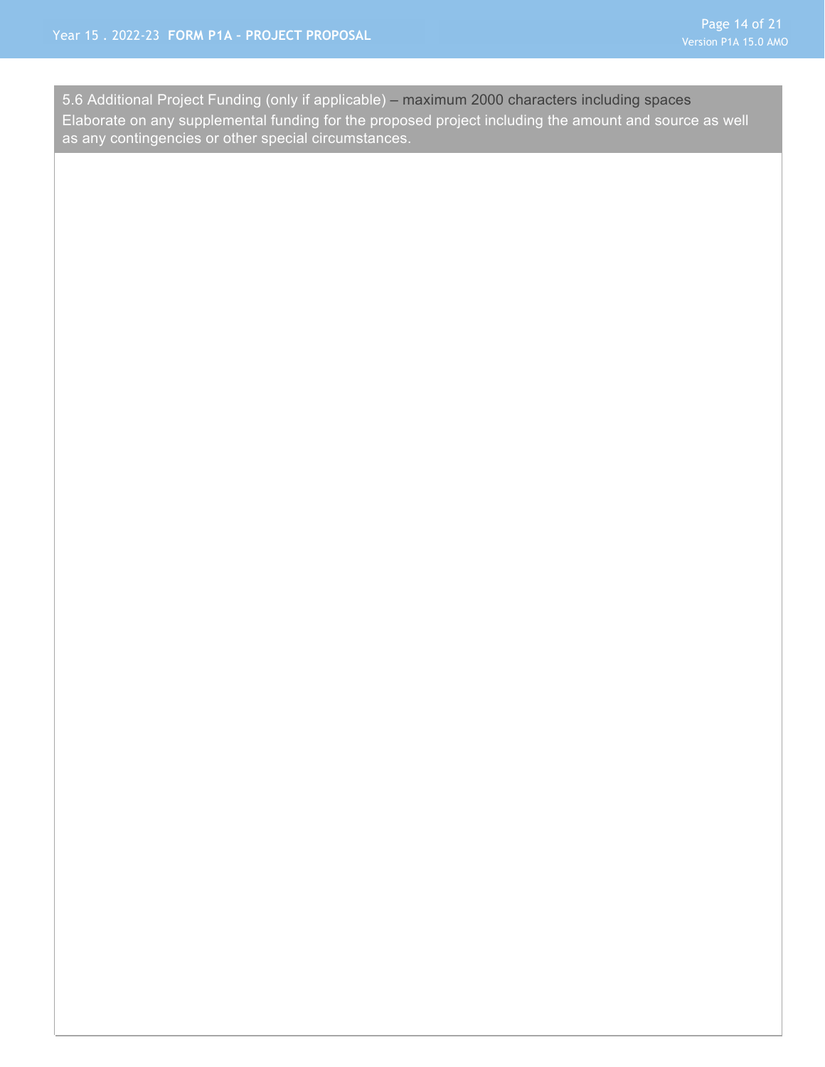5.6 Additional Project Funding (only if applicable) – maximum 2000 characters including spaces
Elaborate on any supplemental funding for the proposed project including the amount and source as well as any contingencies or other special circumstances.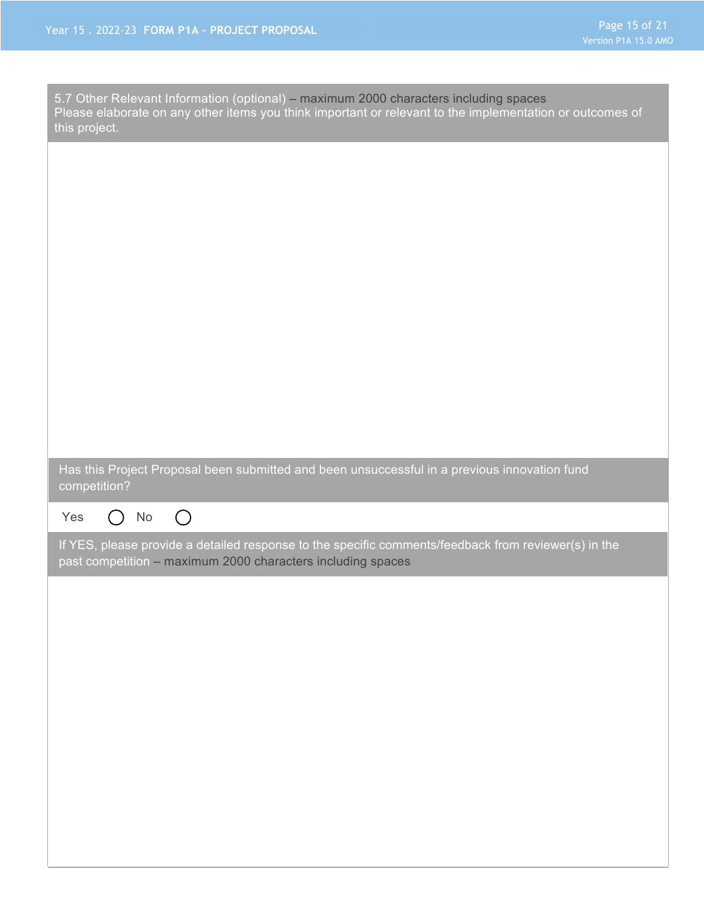5.7 Other Relevant Information (optional) – maximum 2000 characters including spaces
Please elaborate on any other items you think important or relevant to the implementation or outcomes of this project.

Has this Project Proposal been submitted and been unsuccessful in a previous innovation fund competition?

Yes ◯ No ◯

If YES, please provide a detailed response to the specific comments/feedback from reviewer(s) in the past competition – maximum 2000 characters including spaces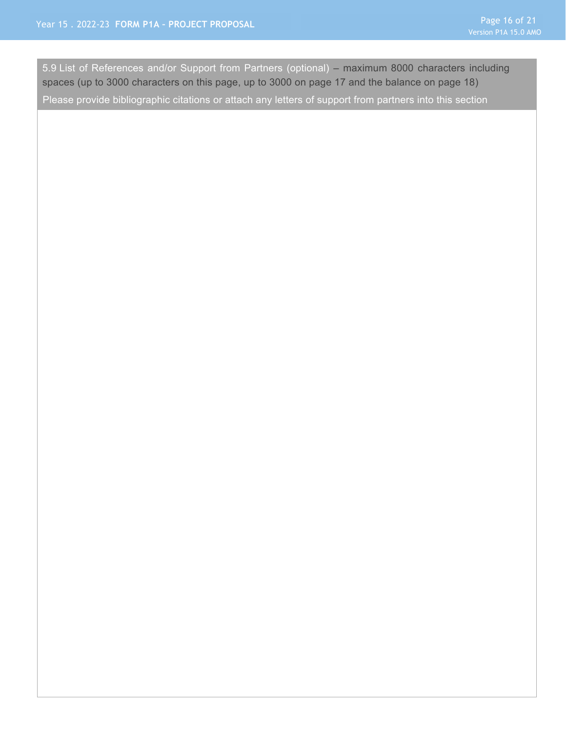5.9 List of References and/or Support from Partners (optional) – maximum 8000 characters including spaces (up to 3000 characters on this page, up to 3000 on page 17 and the balance on page 18)

Please provide bibliographic citations or attach any letters of support from partners into this section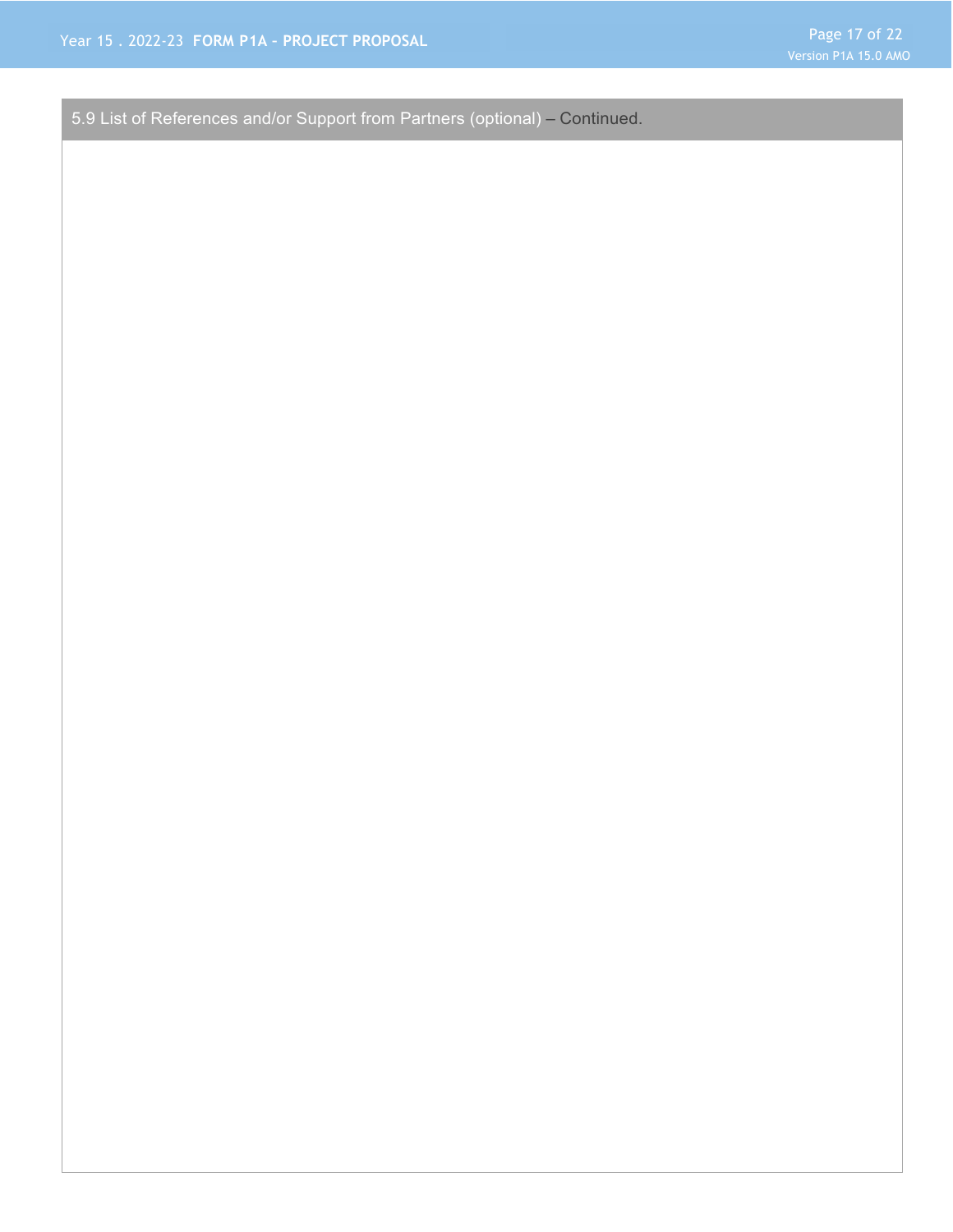## 5.9 List of References and/or Support from Partners (optional) – Continued.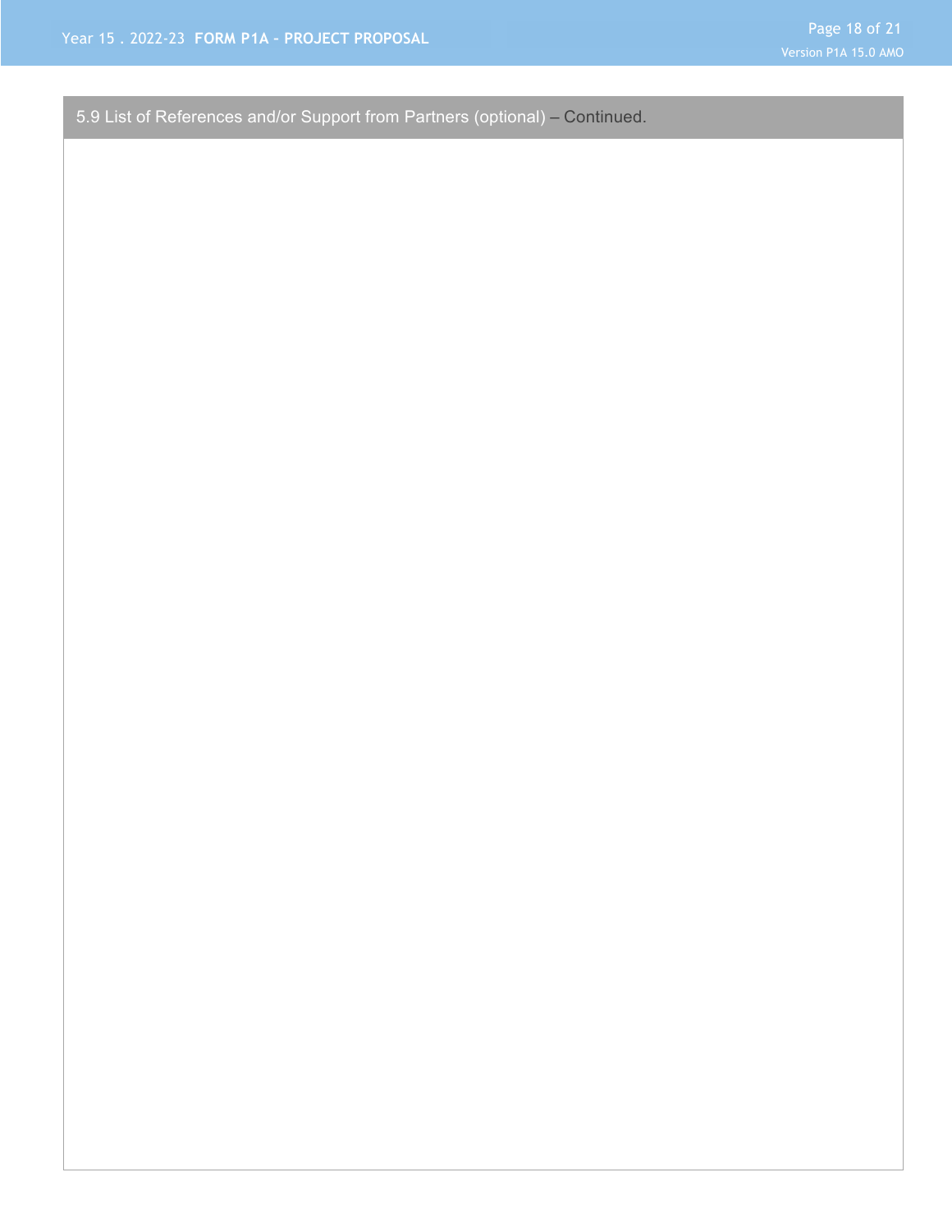## 5.9 List of References and/or Support from Partners (optional) – Continued.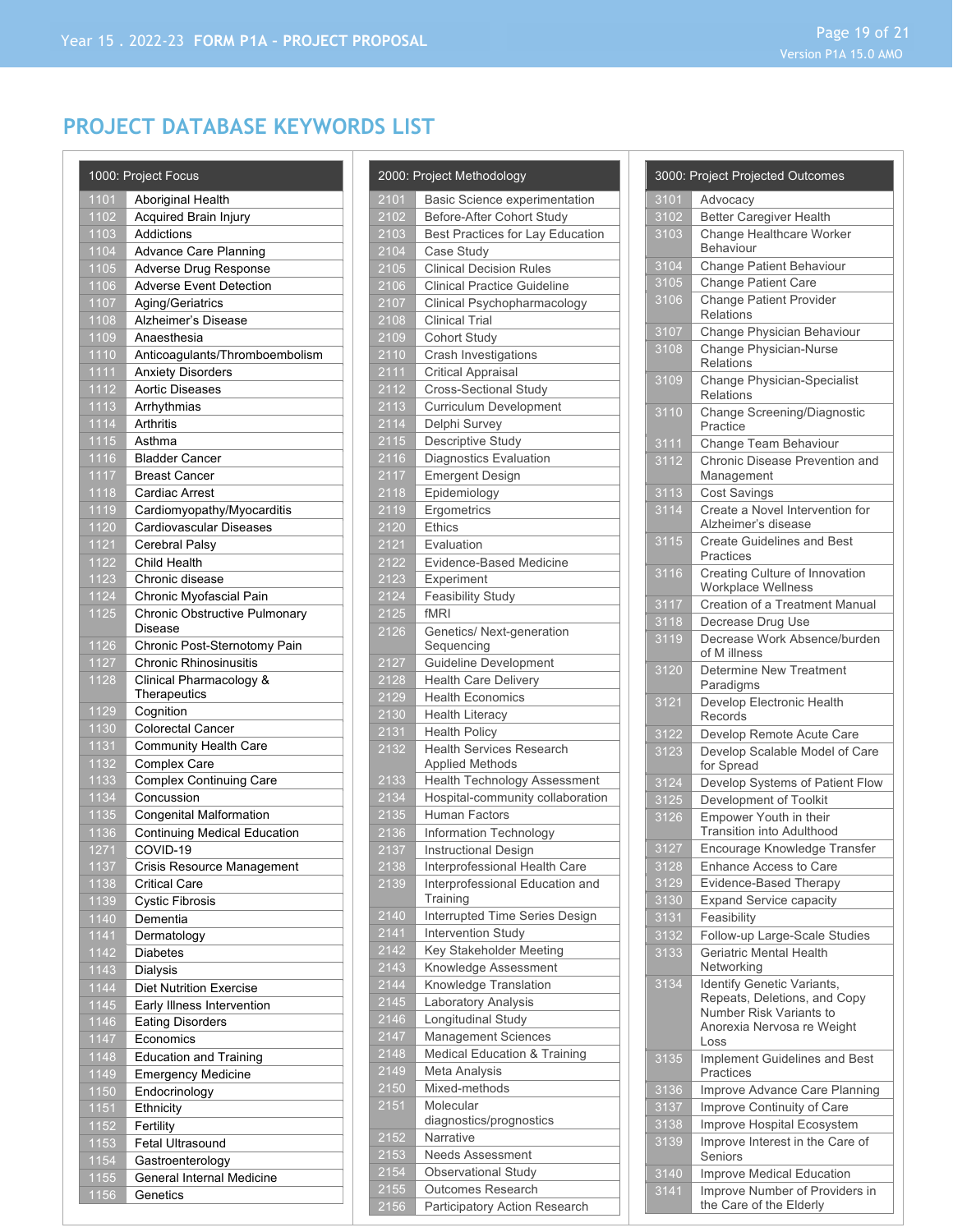## PROJECT DATABASE KEYWORDS LIST

| 1000: Project Focus | |
|---|---|
| 1101 | Aboriginal Health |
| 1102 | Acquired Brain Injury |
| 1103 | Addictions |
| 1104 | Advance Care Planning |
| 1105 | Adverse Drug Response |
| 1106 | Adverse Event Detection |
| 1107 | Aging/Geriatrics |
| 1108 | Alzheimer's Disease |
| 1109 | Anaesthesia |
| 1110 | Anticoagulants/Thromboembolism |
| 1111 | Anxiety Disorders |
| 1112 | Aortic Diseases |
| 1113 | Arrhythmias |
| 1114 | Arthritis |
| 1115 | Asthma |
| 1116 | Bladder Cancer |
| 1117 | Breast Cancer |
| 1118 | Cardiac Arrest |
| 1119 | Cardiomyopathy/Myocarditis |
| 1120 | Cardiovascular Diseases |
| 1121 | Cerebral Palsy |
| 1122 | Child Health |
| 1123 | Chronic disease |
| 1124 | Chronic Myofascial Pain |
| 1125 | Chronic Obstructive Pulmonary Disease |
| 1126 | Chronic Post-Sternotomy Pain |
| 1127 | Chronic Rhinosinusitis |
| 1128 | Clinical Pharmacology & Therapeutics |
| 1129 | Cognition |
| 1130 | Colorectal Cancer |
| 1131 | Community Health Care |
| 1132 | Complex Care |
| 1133 | Complex Continuing Care |
| 1134 | Concussion |
| 1135 | Congenital Malformation |
| 1136 | Continuing Medical Education |
| 1271 | COVID-19 |
| 1137 | Crisis Resource Management |
| 1138 | Critical Care |
| 1139 | Cystic Fibrosis |
| 1140 | Dementia |
| 1141 | Dermatology |
| 1142 | Diabetes |
| 1143 | Dialysis |
| 1144 | Diet Nutrition Exercise |
| 1145 | Early Illness Intervention |
| 1146 | Eating Disorders |
| 1147 | Economics |
| 1148 | Education and Training |
| 1149 | Emergency Medicine |
| 1150 | Endocrinology |
| 1151 | Ethnicity |
| 1152 | Fertility |
| 1153 | Fetal Ultrasound |
| 1154 | Gastroenterology |
| 1155 | General Internal Medicine |
| 1156 | Genetics |

| 2000: Project Methodology | |
|---|---|
| 2101 | Basic Science experimentation |
| 2102 | Before-After Cohort Study |
| 2103 | Best Practices for Lay Education |
| 2104 | Case Study |
| 2105 | Clinical Decision Rules |
| 2106 | Clinical Practice Guideline |
| 2107 | Clinical Psychopharmacology |
| 2108 | Clinical Trial |
| 2109 | Cohort Study |
| 2110 | Crash Investigations |
| 2111 | Critical Appraisal |
| 2112 | Cross-Sectional Study |
| 2113 | Curriculum Development |
| 2114 | Delphi Survey |
| 2115 | Descriptive Study |
| 2116 | Diagnostics Evaluation |
| 2117 | Emergent Design |
| 2118 | Epidemiology |
| 2119 | Ergometrics |
| 2120 | Ethics |
| 2121 | Evaluation |
| 2122 | Evidence-Based Medicine |
| 2123 | Experiment |
| 2124 | Feasibility Study |
| 2125 | fMRI |
| 2126 | Genetics/ Next-generation Sequencing |
| 2127 | Guideline Development |
| 2128 | Health Care Delivery |
| 2129 | Health Economics |
| 2130 | Health Literacy |
| 2131 | Health Policy |
| 2132 | Health Services Research Applied Methods |
| 2133 | Health Technology Assessment |
| 2134 | Hospital-community collaboration |
| 2135 | Human Factors |
| 2136 | Information Technology |
| 2137 | Instructional Design |
| 2138 | Interprofessional Health Care |
| 2139 | Interprofessional Education and Training |
| 2140 | Interrupted Time Series Design |
| 2141 | Intervention Study |
| 2142 | Key Stakeholder Meeting |
| 2143 | Knowledge Assessment |
| 2144 | Knowledge Translation |
| 2145 | Laboratory Analysis |
| 2146 | Longitudinal Study |
| 2147 | Management Sciences |
| 2148 | Medical Education & Training |
| 2149 | Meta Analysis |
| 2150 | Mixed-methods |
| 2151 | Molecular diagnostics/prognostics |
| 2152 | Narrative |
| 2153 | Needs Assessment |
| 2154 | Observational Study |
| 2155 | Outcomes Research |
| 2156 | Participatory Action Research |

| 3000: Project Projected Outcomes | |
|---|---|
| 3101 | Advocacy |
| 3102 | Better Caregiver Health |
| 3103 | Change Healthcare Worker Behaviour |
| 3104 | Change Patient Behaviour |
| 3105 | Change Patient Care |
| 3106 | Change Patient Provider Relations |
| 3107 | Change Physician Behaviour |
| 3108 | Change Physician-Nurse Relations |
| 3109 | Change Physician-Specialist Relations |
| 3110 | Change Screening/Diagnostic Practice |
| 3111 | Change Team Behaviour |
| 3112 | Chronic Disease Prevention and Management |
| 3113 | Cost Savings |
| 3114 | Create a Novel Intervention for Alzheimer's disease |
| 3115 | Create Guidelines and Best Practices |
| 3116 | Creating Culture of Innovation Workplace Wellness |
| 3117 | Creation of a Treatment Manual |
| 3118 | Decrease Drug Use |
| 3119 | Decrease Work Absence/burden of M illness |
| 3120 | Determine New Treatment Paradigms |
| 3121 | Develop Electronic Health Records |
| 3122 | Develop Remote Acute Care |
| 3123 | Develop Scalable Model of Care for Spread |
| 3124 | Develop Systems of Patient Flow |
| 3125 | Development of Toolkit |
| 3126 | Empower Youth in their Transition into Adulthood |
| 3127 | Encourage Knowledge Transfer |
| 3128 | Enhance Access to Care |
| 3129 | Evidence-Based Therapy |
| 3130 | Expand Service capacity |
| 3131 | Feasibility |
| 3132 | Follow-up Large-Scale Studies |
| 3133 | Geriatric Mental Health Networking |
| 3134 | Identify Genetic Variants, Repeats, Deletions, and Copy Number Risk Variants to Anorexia Nervosa re Weight Loss |
| 3135 | Implement Guidelines and Best Practices |
| 3136 | Improve Advance Care Planning |
| 3137 | Improve Continuity of Care |
| 3138 | Improve Hospital Ecosystem |
| 3139 | Improve Interest in the Care of Seniors |
| 3140 | Improve Medical Education |
| 3141 | Improve Number of Providers in the Care of the Elderly |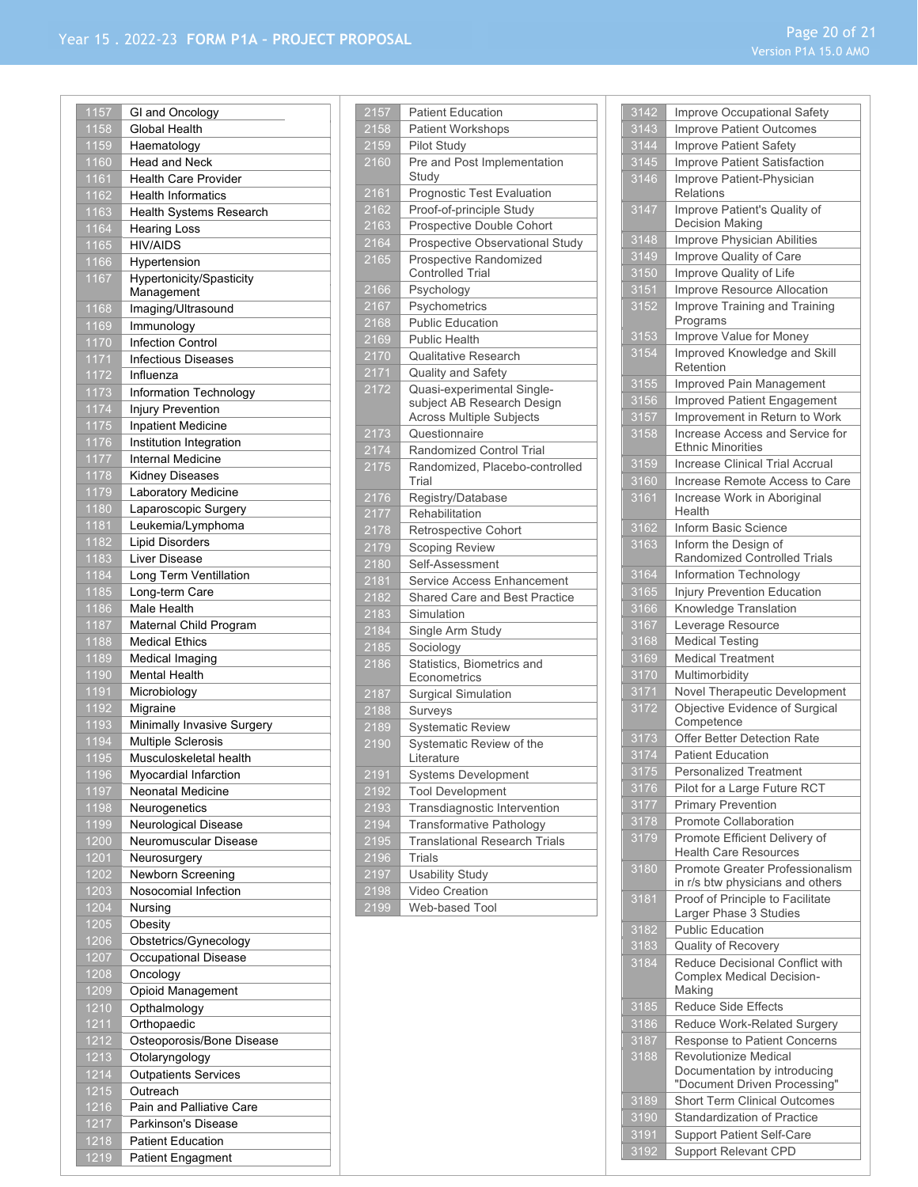| | |
|---|---|
| 1157 | GI and Oncology |
| 1158 | Global Health |
| 1159 | Haematology |
| 1160 | Head and Neck |
| 1161 | Health Care Provider |
| 1162 | Health Informatics |
| 1163 | Health Systems Research |
| 1164 | Hearing Loss |
| 1165 | HIV/AIDS |
| 1166 | Hypertension |
| 1167 | Hypertonicity/Spasticity Management |
| 1168 | Imaging/Ultrasound |
| 1169 | Immunology |
| 1170 | Infection Control |
| 1171 | Infectious Diseases |
| 1172 | Influenza |
| 1173 | Information Technology |
| 1174 | Injury Prevention |
| 1175 | Inpatient Medicine |
| 1176 | Institution Integration |
| 1177 | Internal Medicine |
| 1178 | Kidney Diseases |
| 1179 | Laboratory Medicine |
| 1180 | Laparoscopic Surgery |
| 1181 | Leukemia/Lymphoma |
| 1182 | Lipid Disorders |
| 1183 | Liver Disease |
| 1184 | Long Term Ventillation |
| 1185 | Long-term Care |
| 1186 | Male Health |
| 1187 | Maternal Child Program |
| 1188 | Medical Ethics |
| 1189 | Medical Imaging |
| 1190 | Mental Health |
| 1191 | Microbiology |
| 1192 | Migraine |
| 1193 | Minimally Invasive Surgery |
| 1194 | Multiple Sclerosis |
| 1195 | Musculoskeletal health |
| 1196 | Myocardial Infarction |
| 1197 | Neonatal Medicine |
| 1198 | Neurogenetics |
| 1199 | Neurological Disease |
| 1200 | Neuromuscular Disease |
| 1201 | Neurosurgery |
| 1202 | Newborn Screening |
| 1203 | Nosocomial Infection |
| 1204 | Nursing |
| 1205 | Obesity |
| 1206 | Obstetrics/Gynecology |
| 1207 | Occupational Disease |
| 1208 | Oncology |
| 1209 | Opioid Management |
| 1210 | Opthalmology |
| 1211 | Orthopaedic |
| 1212 | Osteoporosis/Bone Disease |
| 1213 | Otolaryngology |
| 1214 | Outpatients Services |
| 1215 | Outreach |
| 1216 | Pain and Palliative Care |
| 1217 | Parkinson's Disease |
| 1218 | Patient Education |
| 1219 | Patient Engagment |

| | |
|---|---|
| 2157 | Patient Education |
| 2158 | Patient Workshops |
| 2159 | Pilot Study |
| 2160 | Pre and Post Implementation Study |
| 2161 | Prognostic Test Evaluation |
| 2162 | Proof-of-principle Study |
| 2163 | Prospective Double Cohort |
| 2164 | Prospective Observational Study |
| 2165 | Prospective Randomized Controlled Trial |
| 2166 | Psychology |
| 2167 | Psychometrics |
| 2168 | Public Education |
| 2169 | Public Health |
| 2170 | Qualitative Research |
| 2171 | Quality and Safety |
| 2172 | Quasi-experimental Single-subject AB Research Design Across Multiple Subjects |
| 2173 | Questionnaire |
| 2174 | Randomized Control Trial |
| 2175 | Randomized, Placebo-controlled Trial |
| 2176 | Registry/Database |
| 2177 | Rehabilitation |
| 2178 | Retrospective Cohort |
| 2179 | Scoping Review |
| 2180 | Self-Assessment |
| 2181 | Service Access Enhancement |
| 2182 | Shared Care and Best Practice |
| 2183 | Simulation |
| 2184 | Single Arm Study |
| 2185 | Sociology |
| 2186 | Statistics, Biometrics and Econometrics |
| 2187 | Surgical Simulation |
| 2188 | Surveys |
| 2189 | Systematic Review |
| 2190 | Systematic Review of the Literature |
| 2191 | Systems Development |
| 2192 | Tool Development |
| 2193 | Transdiagnostic Intervention |
| 2194 | Transformative Pathology |
| 2195 | Translational Research Trials |
| 2196 | Trials |
| 2197 | Usability Study |
| 2198 | Video Creation |
| 2199 | Web-based Tool |

| | |
|---|---|
| 3142 | Improve Occupational Safety |
| 3143 | Improve Patient Outcomes |
| 3144 | Improve Patient Safety |
| 3145 | Improve Patient Satisfaction |
| 3146 | Improve Patient-Physician Relations |
| 3147 | Improve Patient's Quality of Decision Making |
| 3148 | Improve Physician Abilities |
| 3149 | Improve Quality of Care |
| 3150 | Improve Quality of Life |
| 3151 | Improve Resource Allocation |
| 3152 | Improve Training and Training Programs |
| 3153 | Improve Value for Money |
| 3154 | Improved Knowledge and Skill Retention |
| 3155 | Improved Pain Management |
| 3156 | Improved Patient Engagement |
| 3157 | Improvement in Return to Work |
| 3158 | Increase Access and Service for Ethnic Minorities |
| 3159 | Increase Clinical Trial Accrual |
| 3160 | Increase Remote Access to Care |
| 3161 | Increase Work in Aboriginal Health |
| 3162 | Inform Basic Science |
| 3163 | Inform the Design of Randomized Controlled Trials |
| 3164 | Information Technology |
| 3165 | Injury Prevention Education |
| 3166 | Knowledge Translation |
| 3167 | Leverage Resource |
| 3168 | Medical Testing |
| 3169 | Medical Treatment |
| 3170 | Multimorbidity |
| 3171 | Novel Therapeutic Development |
| 3172 | Objective Evidence of Surgical Competence |
| 3173 | Offer Better Detection Rate |
| 3174 | Patient Education |
| 3175 | Personalized Treatment |
| 3176 | Pilot for a Large Future RCT |
| 3177 | Primary Prevention |
| 3178 | Promote Collaboration |
| 3179 | Promote Efficient Delivery of Health Care Resources |
| 3180 | Promote Greater Professionalism in r/s btw physicians and others |
| 3181 | Proof of Principle to Facilitate Larger Phase 3 Studies |
| 3182 | Public Education |
| 3183 | Quality of Recovery |
| 3184 | Reduce Decisional Conflict with Complex Medical Decision-Making |
| 3185 | Reduce Side Effects |
| 3186 | Reduce Work-Related Surgery |
| 3187 | Response to Patient Concerns |
| 3188 | Revolutionize Medical Documentation by introducing "Document Driven Processing" |
| 3189 | Short Term Clinical Outcomes |
| 3190 | Standardization of Practice |
| 3191 | Support Patient Self-Care |
| 3192 | Support Relevant CPD |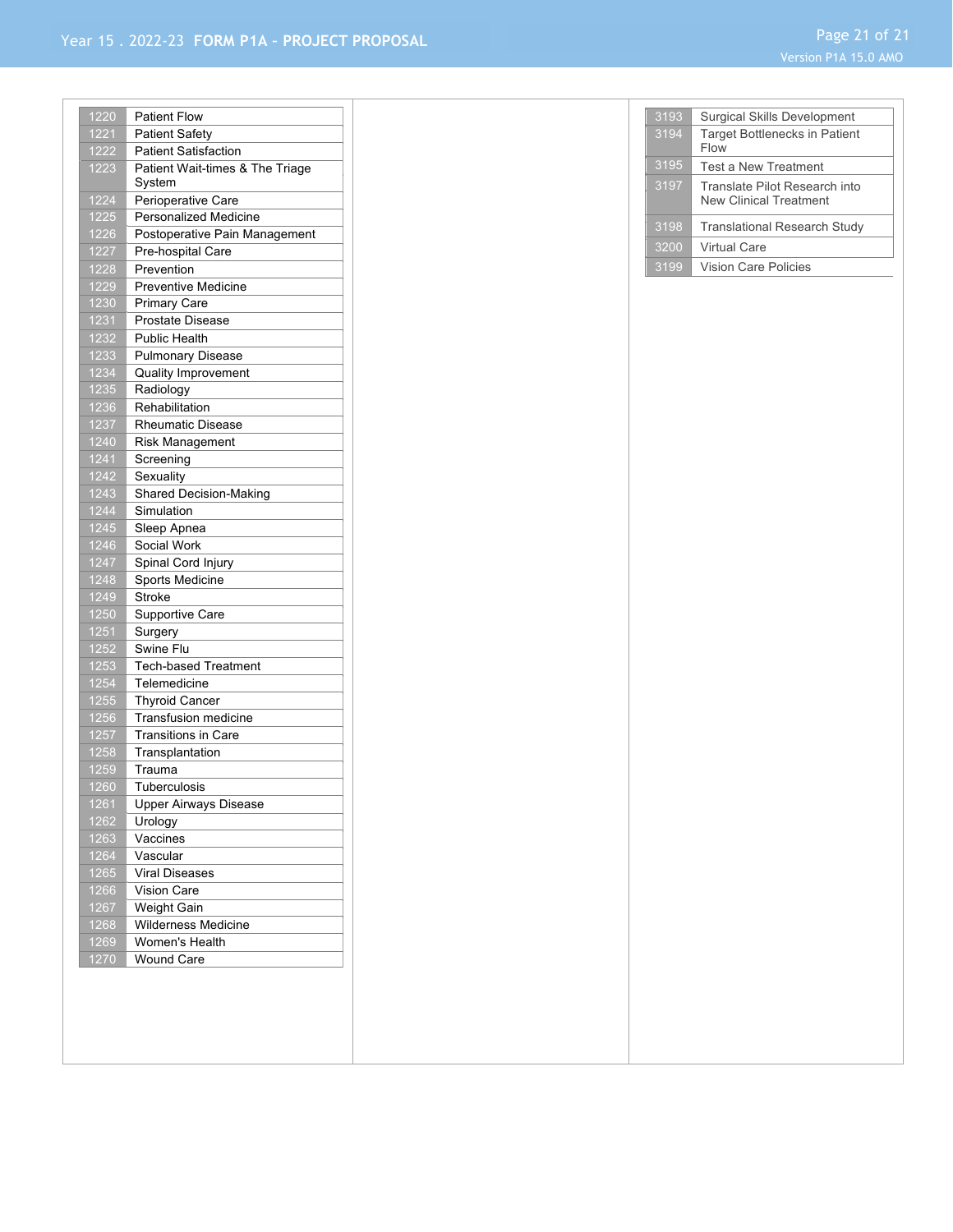| | |
|---|---|
| 1220 | Patient Flow |
| 1221 | Patient Safety |
| 1222 | Patient Satisfaction |
| 1223 | Patient Wait-times & The Triage System |
| 1224 | Perioperative Care |
| 1225 | Personalized Medicine |
| 1226 | Postoperative Pain Management |
| 1227 | Pre-hospital Care |
| 1228 | Prevention |
| 1229 | Preventive Medicine |
| 1230 | Primary Care |
| 1231 | Prostate Disease |
| 1232 | Public Health |
| 1233 | Pulmonary Disease |
| 1234 | Quality Improvement |
| 1235 | Radiology |
| 1236 | Rehabilitation |
| 1237 | Rheumatic Disease |
| 1240 | Risk Management |
| 1241 | Screening |
| 1242 | Sexuality |
| 1243 | Shared Decision-Making |
| 1244 | Simulation |
| 1245 | Sleep Apnea |
| 1246 | Social Work |
| 1247 | Spinal Cord Injury |
| 1248 | Sports Medicine |
| 1249 | Stroke |
| 1250 | Supportive Care |
| 1251 | Surgery |
| 1252 | Swine Flu |
| 1253 | Tech-based Treatment |
| 1254 | Telemedicine |
| 1255 | Thyroid Cancer |
| 1256 | Transfusion medicine |
| 1257 | Transitions in Care |
| 1258 | Transplantation |
| 1259 | Trauma |
| 1260 | Tuberculosis |
| 1261 | Upper Airways Disease |
| 1262 | Urology |
| 1263 | Vaccines |
| 1264 | Vascular |
| 1265 | Viral Diseases |
| 1266 | Vision Care |
| 1267 | Weight Gain |
| 1268 | Wilderness Medicine |
| 1269 | Women's Health |
| 1270 | Wound Care |

| | |
|---|---|
| 3193 | Surgical Skills Development |
| 3194 | Target Bottlenecks in Patient Flow |
| 3195 | Test a New Treatment |
| 3197 | Translate Pilot Research into New Clinical Treatment |
| 3198 | Translational Research Study |
| 3200 | Virtual Care |
| 3199 | Vision Care Policies |